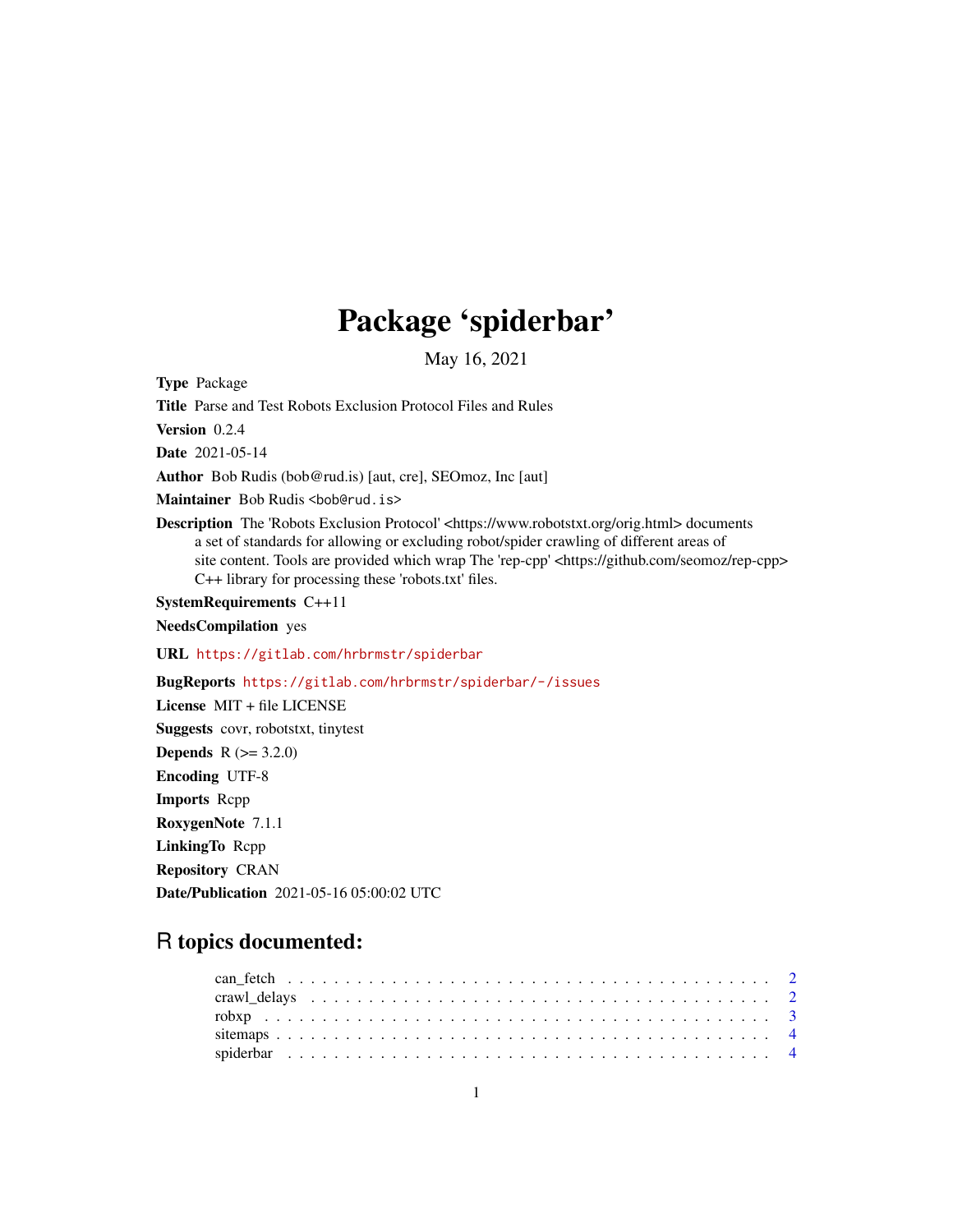# Package 'spiderbar'

May 16, 2021

**Type** Package

**Title** Parse and Test Robots Exclusion Protocol Files and Rules

**Version** 0.2.4

**Date** 2021-05-14

**Author** Bob Rudis (bob@rud.is) [aut, cre], SEOmoz, Inc [aut]

**Maintainer** Bob Rudis <bob@rud.is>

**Description** The 'Robots Exclusion Protocol' <https://www.robotstxt.org/orig.html> documents a set of standards for allowing or excluding robot/spider crawling of different areas of site content. Tools are provided which wrap The 'rep-cpp' <https://github.com/seomoz/rep-cpp> C++ library for processing these 'robots.txt' files.

**SystemRequirements** C++11

**NeedsCompilation** yes

**URL** https://gitlab.com/hrbrmstr/spiderbar

**BugReports** https://gitlab.com/hrbrmstr/spiderbar/-/issues

**License** MIT + file LICENSE

**Suggests** covr, robotstxt, tinytest

**Depends** R (>= 3.2.0)

**Encoding** UTF-8

**Imports** Rcpp

**RoxygenNote** 7.1.1

**LinkingTo** Rcpp

**Repository** CRAN

**Date/Publication** 2021-05-16 05:00:02 UTC

## R topics documented:

- can_fetch . . . . . . . . . . . . . . . . . . . . . . . . . . . . . . . . . . . . . . . . 2
- crawl_delays . . . . . . . . . . . . . . . . . . . . . . . . . . . . . . . . . . . . . . 2
- robxp . . . . . . . . . . . . . . . . . . . . . . . . . . . . . . . . . . . . . . . . . . 3
- sitemaps . . . . . . . . . . . . . . . . . . . . . . . . . . . . . . . . . . . . . . . . . 4
- spiderbar . . . . . . . . . . . . . . . . . . . . . . . . . . . . . . . . . . . . . . . . 4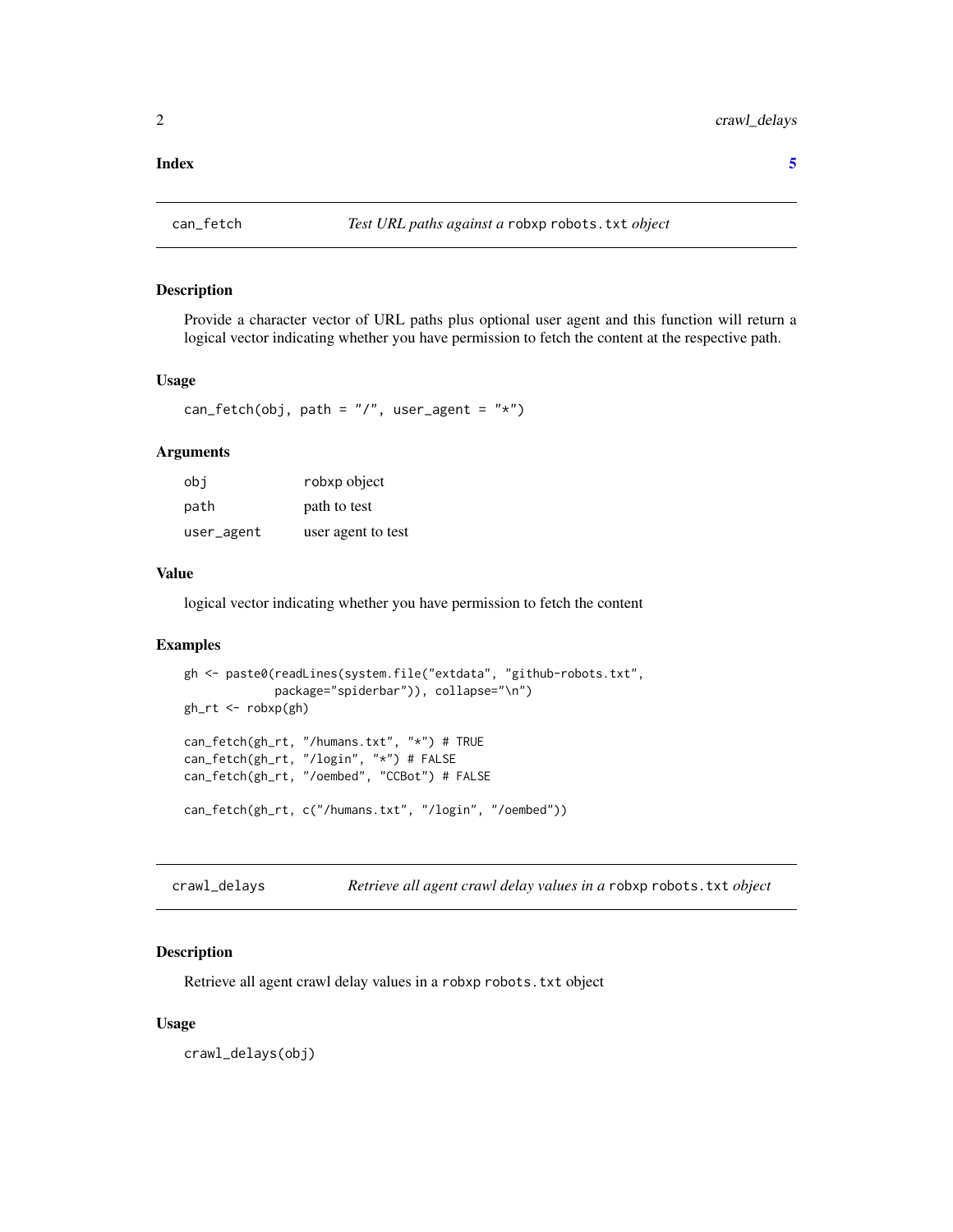**Index** 5

## can_fetch — *Test URL paths against a* `robxp` `robots.txt` *object*

### Description

Provide a character vector of URL paths plus optional user agent and this function will return a logical vector indicating whether you have permission to fetch the content at the respective path.

### Usage

```
can_fetch(obj, path = "/", user_agent = "*")
```

### Arguments

| | |
|---|---|
| `obj` | `robxp` object |
| `path` | path to test |
| `user_agent` | user agent to test |

### Value

logical vector indicating whether you have permission to fetch the content

### Examples

```
gh <- paste0(readLines(system.file("extdata", "github-robots.txt",
            package="spiderbar")), collapse="\n")
gh_rt <- robxp(gh)

can_fetch(gh_rt, "/humans.txt", "*") # TRUE
can_fetch(gh_rt, "/login", "*") # FALSE
can_fetch(gh_rt, "/oembed", "CCBot") # FALSE

can_fetch(gh_rt, c("/humans.txt", "/login", "/oembed"))
```

## crawl_delays — *Retrieve all agent crawl delay values in a* `robxp` `robots.txt` *object*

### Description

Retrieve all agent crawl delay values in a `robxp` `robots.txt` object

### Usage

```
crawl_delays(obj)
```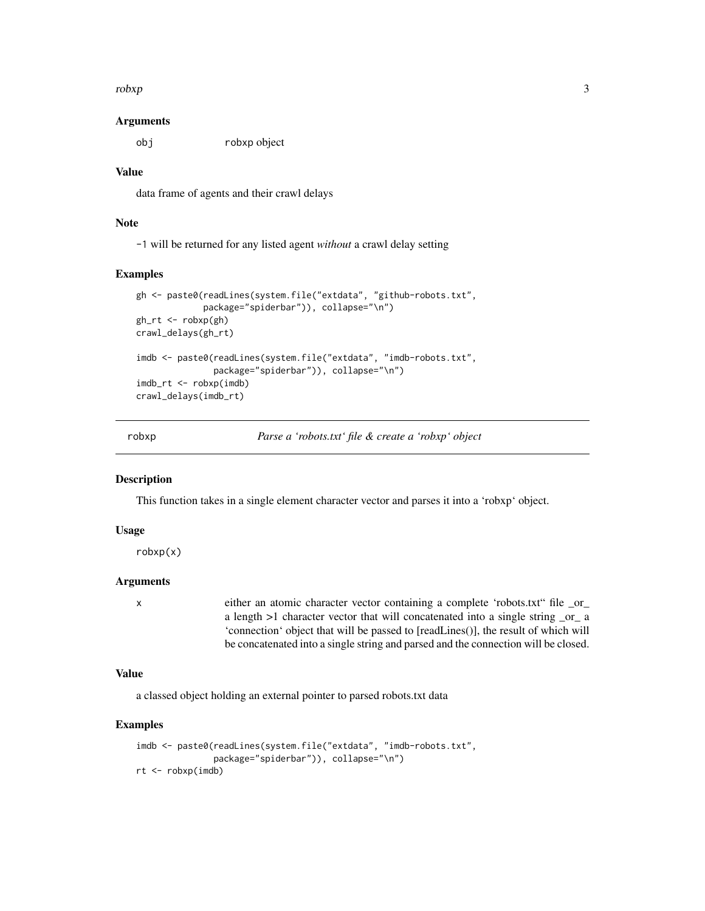### Arguments

obj robxp object

### Value

data frame of agents and their crawl delays

### Note

-1 will be returned for any listed agent *without* a crawl delay setting

### Examples

```
gh <- paste0(readLines(system.file("extdata", "github-robots.txt",
            package="spiderbar")), collapse="\n")
gh_rt <- robxp(gh)
crawl_delays(gh_rt)

imdb <- paste0(readLines(system.file("extdata", "imdb-robots.txt",
              package="spiderbar")), collapse="\n")
imdb_rt <- robxp(imdb)
crawl_delays(imdb_rt)
```

---

## robxp — *Parse a 'robots.txt' file & create a 'robxp' object*

### Description

This function takes in a single element character vector and parses it into a 'robxp' object.

### Usage

```
robxp(x)
```

### Arguments

x either an atomic character vector containing a complete 'robots.txt'' file _or_ a length >1 character vector that will concatenated into a single string _or_ a 'connection' object that will be passed to [readLines()], the result of which will be concatenated into a single string and parsed and the connection will be closed.

### Value

a classed object holding an external pointer to parsed robots.txt data

### Examples

```
imdb <- paste0(readLines(system.file("extdata", "imdb-robots.txt",
              package="spiderbar")), collapse="\n")
rt <- robxp(imdb)
```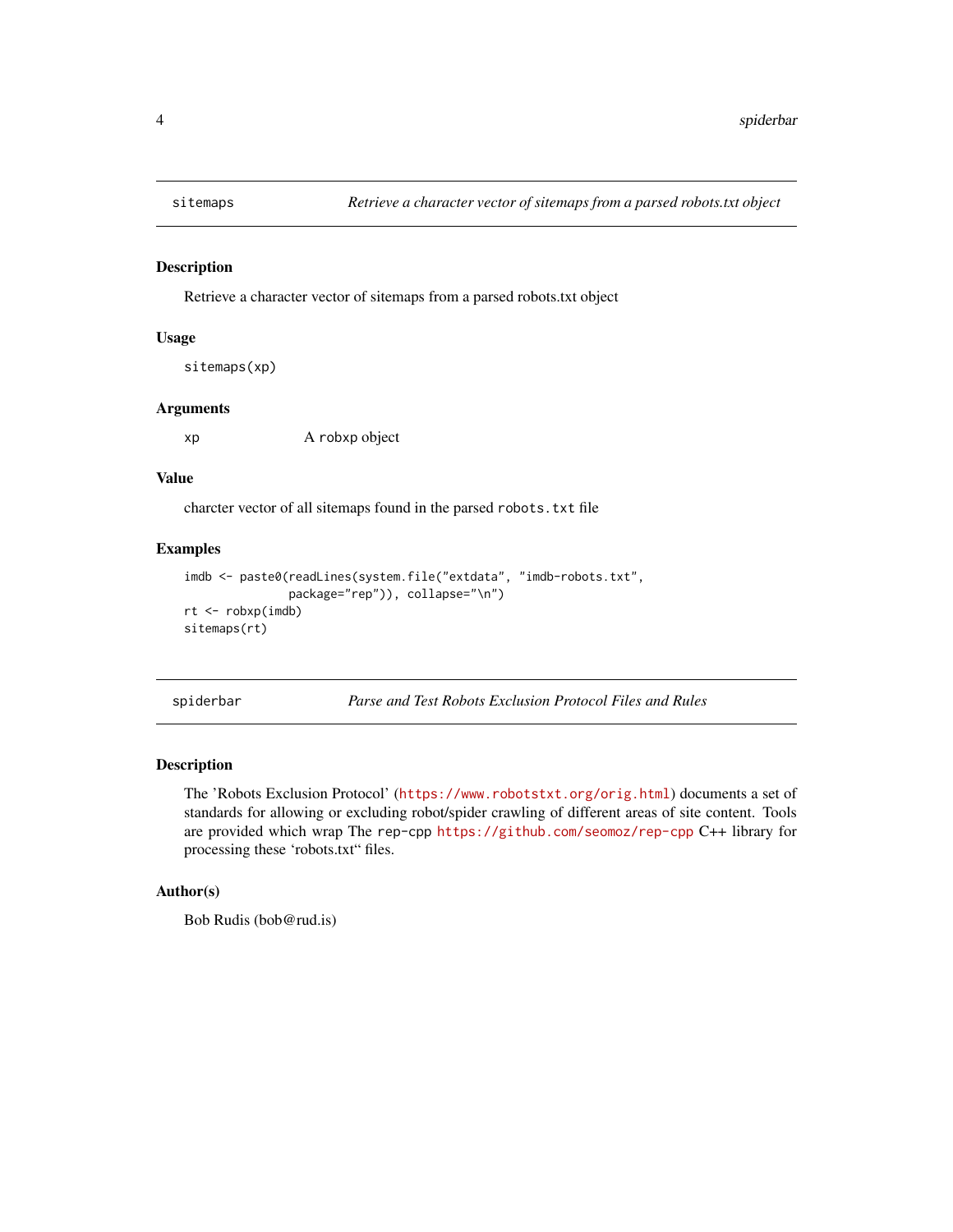## sitemaps — *Retrieve a character vector of sitemaps from a parsed robots.txt object*

### Description

Retrieve a character vector of sitemaps from a parsed robots.txt object

### Usage

```
sitemaps(xp)
```

### Arguments

| | |
|---|---|
| xp | A robxp object |

### Value

charcter vector of all sitemaps found in the parsed `robots.txt` file

### Examples

```
imdb <- paste0(readLines(system.file("extdata", "imdb-robots.txt",
               package="rep")), collapse="\n")
rt <- robxp(imdb)
sitemaps(rt)
```

## spiderbar — *Parse and Test Robots Exclusion Protocol Files and Rules*

### Description

The 'Robots Exclusion Protocol' (https://www.robotstxt.org/orig.html) documents a set of standards for allowing or excluding robot/spider crawling of different areas of site content. Tools are provided which wrap The `rep-cpp` https://github.com/seomoz/rep-cpp C++ library for processing these 'robots.txt" files.

### Author(s)

Bob Rudis (bob@rud.is)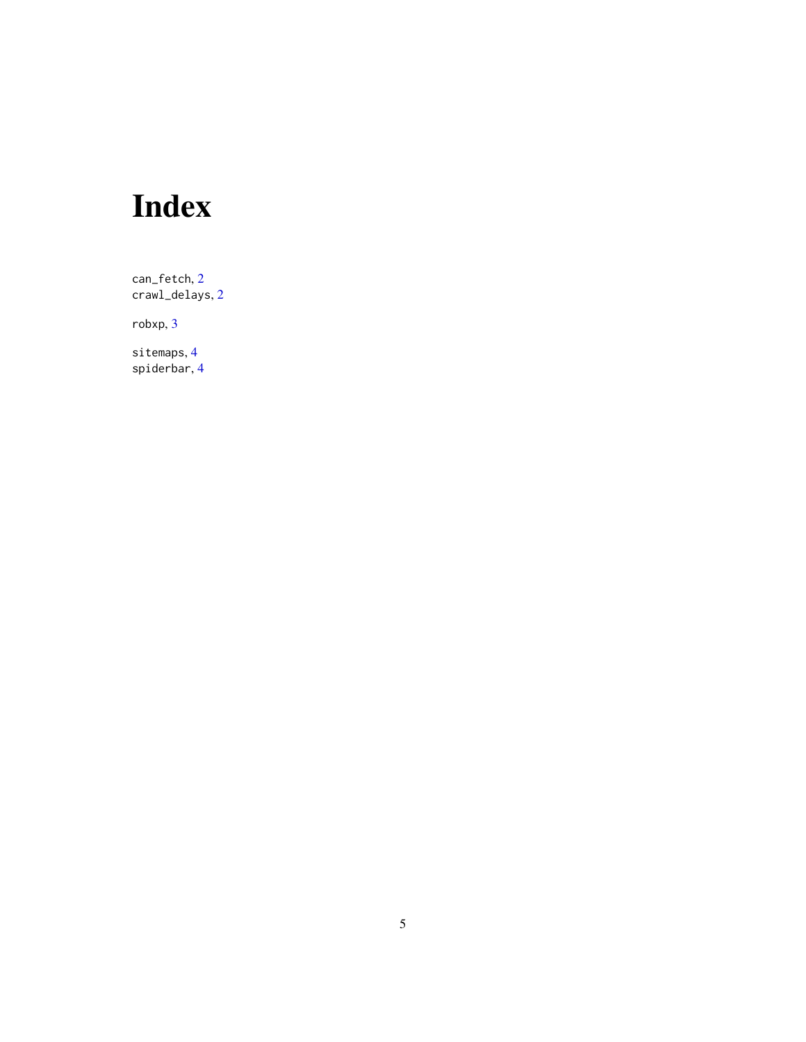# Index

can_fetch, 2
crawl_delays, 2

robxp, 3

sitemaps, 4
spiderbar, 4